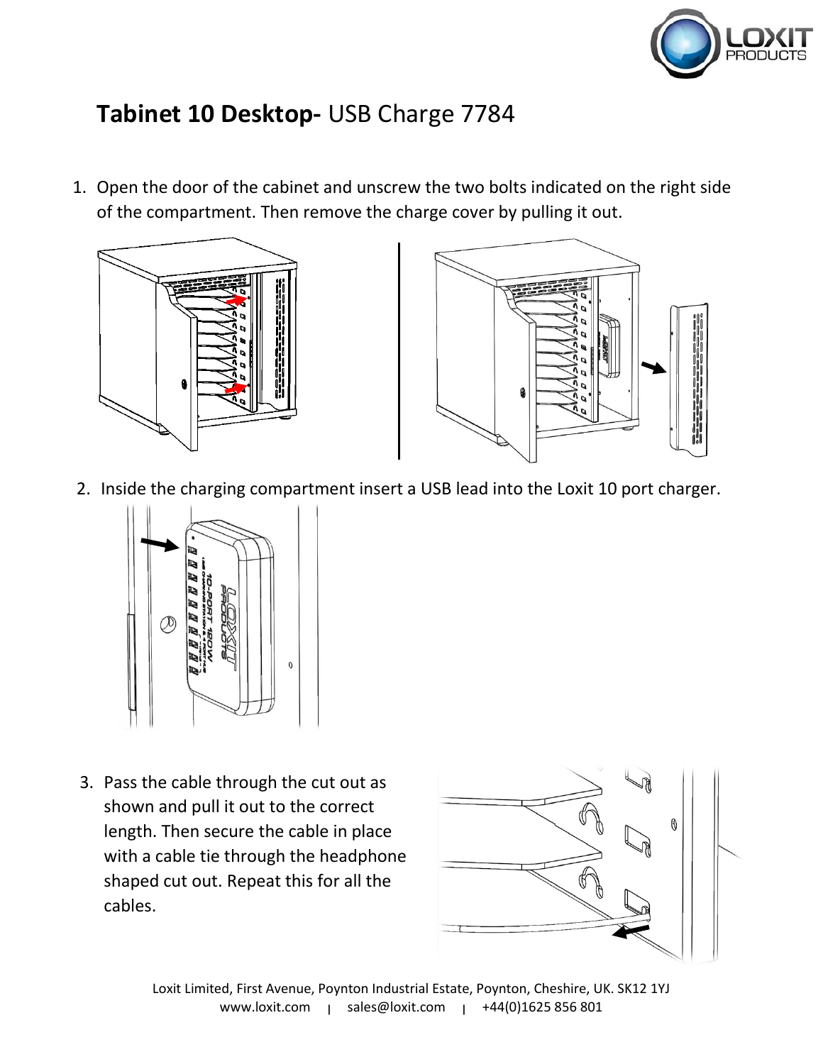# **Tabinet 10 Desktop-** USB Charge 7784

1. Open the door of the cabinet and unscrew the two bolts indicated on the right side of the compartment. Then remove the charge cover by pulling it out.

2. Inside the charging compartment insert a USB lead into the Loxit 10 port charger.

3. Pass the cable through the cut out as shown and pull it out to the correct length. Then secure the cable in place with a cable tie through the headphone shaped cut out. Repeat this for all the cables.

Loxit Limited, First Avenue, Poynton Industrial Estate, Poynton, Cheshire, UK. SK12 1YJ
www.loxit.com | sales@loxit.com | +44(0)1625 856 801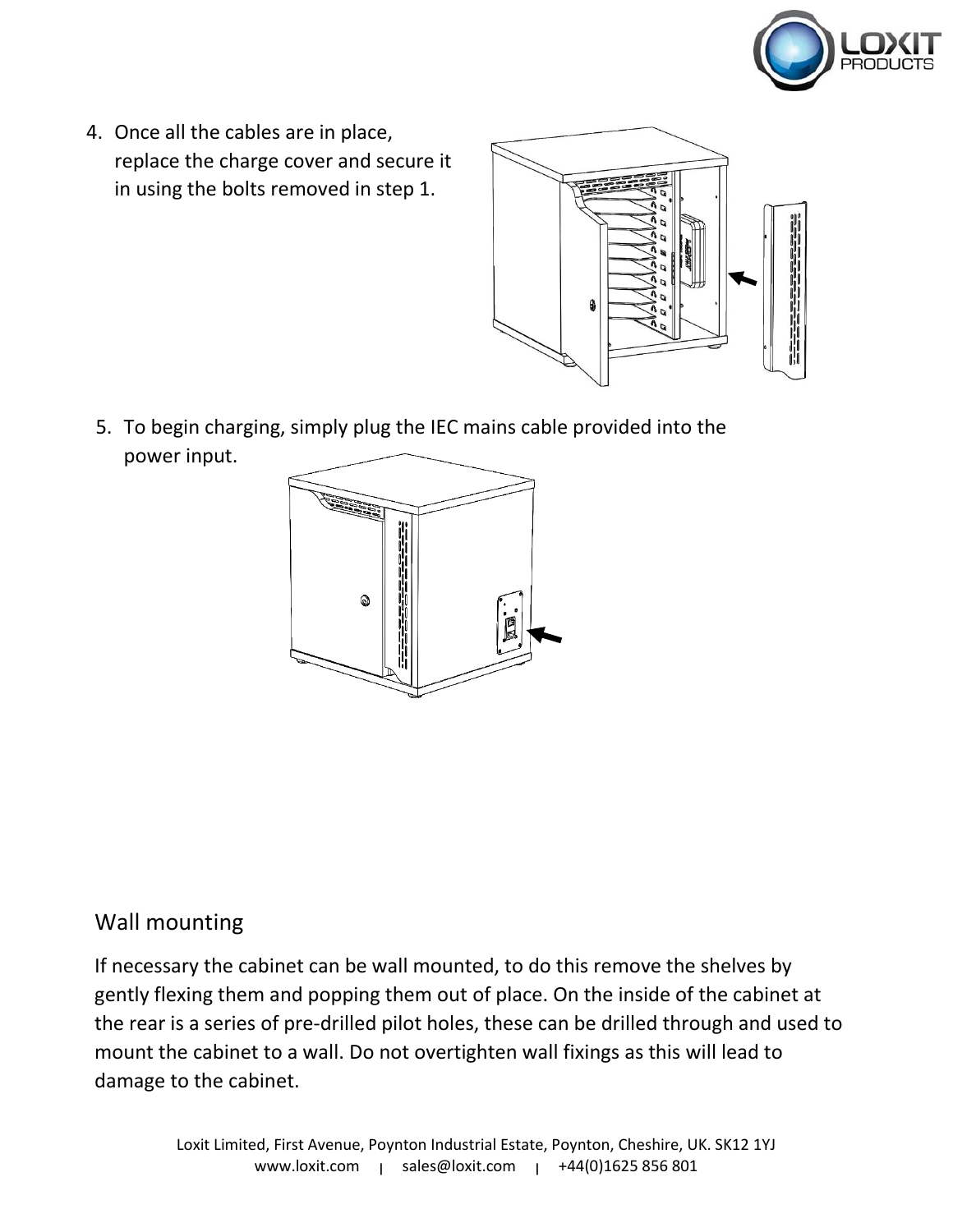4. Once all the cables are in place, replace the charge cover and secure it in using the bolts removed in step 1.

5. To begin charging, simply plug the IEC mains cable provided into the power input.

## Wall mounting

If necessary the cabinet can be wall mounted, to do this remove the shelves by gently flexing them and popping them out of place. On the inside of the cabinet at the rear is a series of pre-drilled pilot holes, these can be drilled through and used to mount the cabinet to a wall. Do not overtighten wall fixings as this will lead to damage to the cabinet.